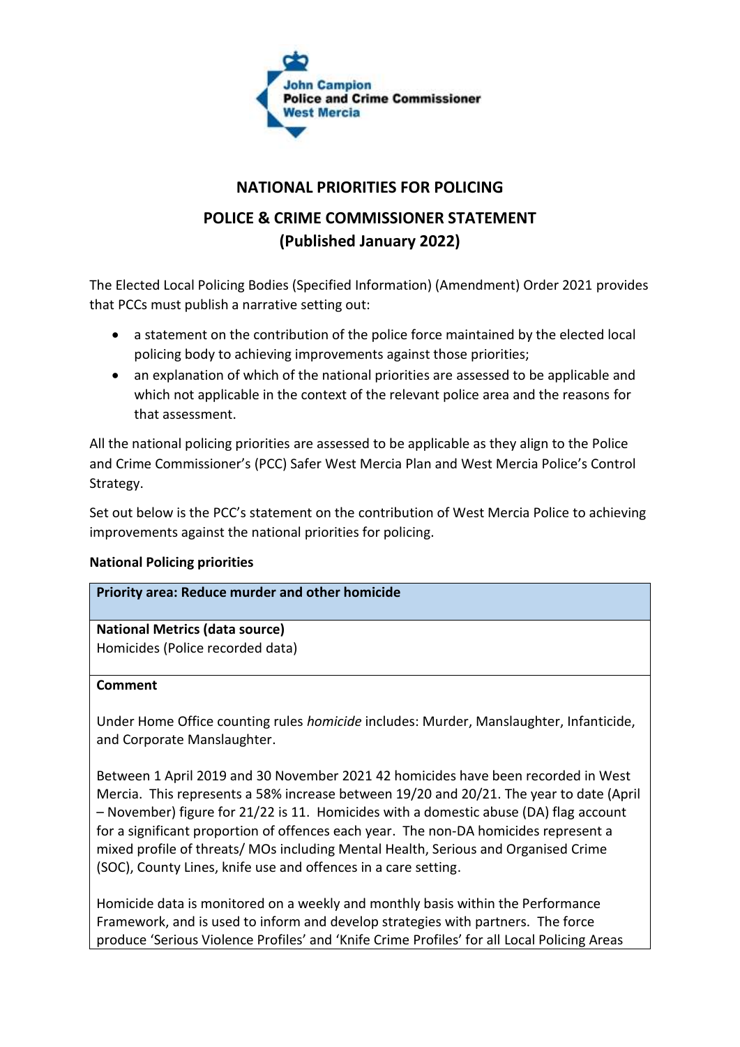John Campion
Police and Crime Commissioner
West Mercia

# NATIONAL PRIORITIES FOR POLICING

## POLICE & CRIME COMMISSIONER STATEMENT (Published January 2022)

The Elected Local Policing Bodies (Specified Information) (Amendment) Order 2021 provides that PCCs must publish a narrative setting out:

- a statement on the contribution of the police force maintained by the elected local policing body to achieving improvements against those priorities;
- an explanation of which of the national priorities are assessed to be applicable and which not applicable in the context of the relevant police area and the reasons for that assessment.

All the national policing priorities are assessed to be applicable as they align to the Police and Crime Commissioner's (PCC) Safer West Mercia Plan and West Mercia Police's Control Strategy.

Set out below is the PCC's statement on the contribution of West Mercia Police to achieving improvements against the national priorities for policing.

**National Policing priorities**

| **Priority area: Reduce murder and other homicide** |
| --- |
| **National Metrics (data source)**<br>Homicides (Police recorded data) |
| **Comment**<br><br>Under Home Office counting rules *homicide* includes: Murder, Manslaughter, Infanticide, and Corporate Manslaughter.<br><br>Between 1 April 2019 and 30 November 2021 42 homicides have been recorded in West Mercia. This represents a 58% increase between 19/20 and 20/21. The year to date (April – November) figure for 21/22 is 11. Homicides with a domestic abuse (DA) flag account for a significant proportion of offences each year. The non-DA homicides represent a mixed profile of threats/ MOs including Mental Health, Serious and Organised Crime (SOC), County Lines, knife use and offences in a care setting.<br><br>Homicide data is monitored on a weekly and monthly basis within the Performance Framework, and is used to inform and develop strategies with partners. The force produce 'Serious Violence Profiles' and 'Knife Crime Profiles' for all Local Policing Areas |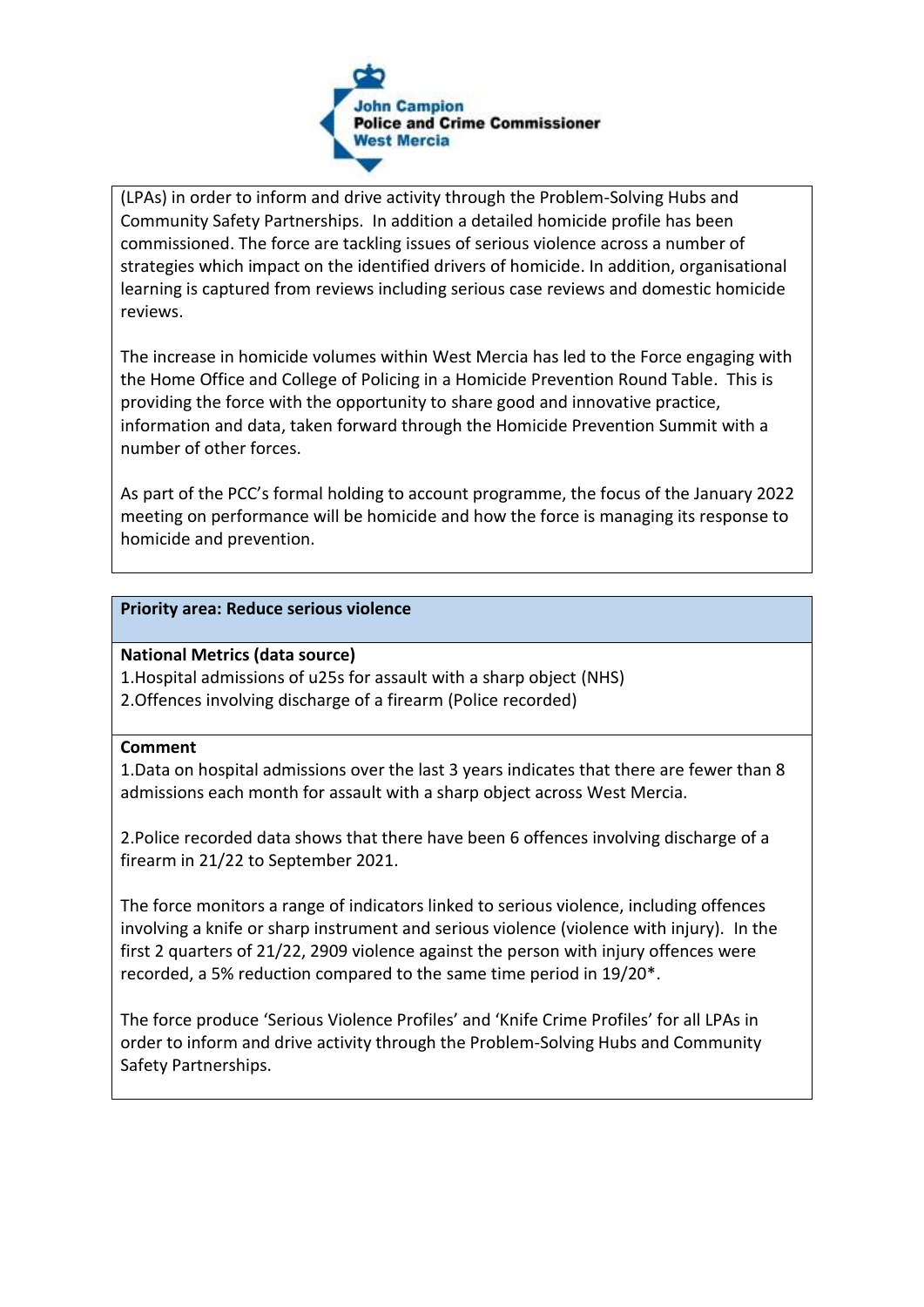(LPAs) in order to inform and drive activity through the Problem-Solving Hubs and Community Safety Partnerships. In addition a detailed homicide profile has been commissioned. The force are tackling issues of serious violence across a number of strategies which impact on the identified drivers of homicide. In addition, organisational learning is captured from reviews including serious case reviews and domestic homicide reviews.

The increase in homicide volumes within West Mercia has led to the Force engaging with the Home Office and College of Policing in a Homicide Prevention Round Table. This is providing the force with the opportunity to share good and innovative practice, information and data, taken forward through the Homicide Prevention Summit with a number of other forces.

As part of the PCC's formal holding to account programme, the focus of the January 2022 meeting on performance will be homicide and how the force is managing its response to homicide and prevention.

**Priority area: Reduce serious violence**

**National Metrics (data source)**

1.Hospital admissions of u25s for assault with a sharp object (NHS)
2.Offences involving discharge of a firearm (Police recorded)

**Comment**

1.Data on hospital admissions over the last 3 years indicates that there are fewer than 8 admissions each month for assault with a sharp object across West Mercia.

2.Police recorded data shows that there have been 6 offences involving discharge of a firearm in 21/22 to September 2021.

The force monitors a range of indicators linked to serious violence, including offences involving a knife or sharp instrument and serious violence (violence with injury). In the first 2 quarters of 21/22, 2909 violence against the person with injury offences were recorded, a 5% reduction compared to the same time period in 19/20*.

The force produce 'Serious Violence Profiles' and 'Knife Crime Profiles' for all LPAs in order to inform and drive activity through the Problem-Solving Hubs and Community Safety Partnerships.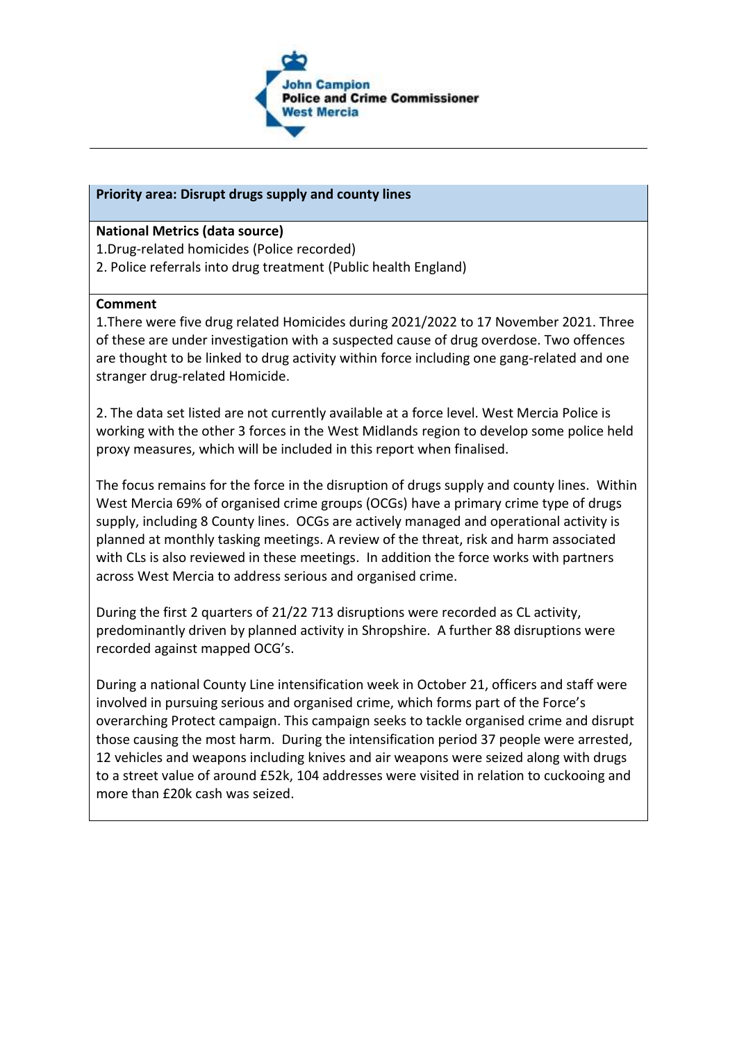John Campion
Police and Crime Commissioner
West Mercia

**Priority area: Disrupt drugs supply and county lines**

**National Metrics (data source)**

1.Drug-related homicides (Police recorded)

2. Police referrals into drug treatment (Public health England)

**Comment**

1.There were five drug related Homicides during 2021/2022 to 17 November 2021. Three of these are under investigation with a suspected cause of drug overdose. Two offences are thought to be linked to drug activity within force including one gang-related and one stranger drug-related Homicide.

2. The data set listed are not currently available at a force level. West Mercia Police is working with the other 3 forces in the West Midlands region to develop some police held proxy measures, which will be included in this report when finalised.

The focus remains for the force in the disruption of drugs supply and county lines. Within West Mercia 69% of organised crime groups (OCGs) have a primary crime type of drugs supply, including 8 County lines. OCGs are actively managed and operational activity is planned at monthly tasking meetings. A review of the threat, risk and harm associated with CLs is also reviewed in these meetings. In addition the force works with partners across West Mercia to address serious and organised crime.

During the first 2 quarters of 21/22 713 disruptions were recorded as CL activity, predominantly driven by planned activity in Shropshire. A further 88 disruptions were recorded against mapped OCG's.

During a national County Line intensification week in October 21, officers and staff were involved in pursuing serious and organised crime, which forms part of the Force's overarching Protect campaign. This campaign seeks to tackle organised crime and disrupt those causing the most harm. During the intensification period 37 people were arrested, 12 vehicles and weapons including knives and air weapons were seized along with drugs to a street value of around £52k, 104 addresses were visited in relation to cuckooing and more than £20k cash was seized.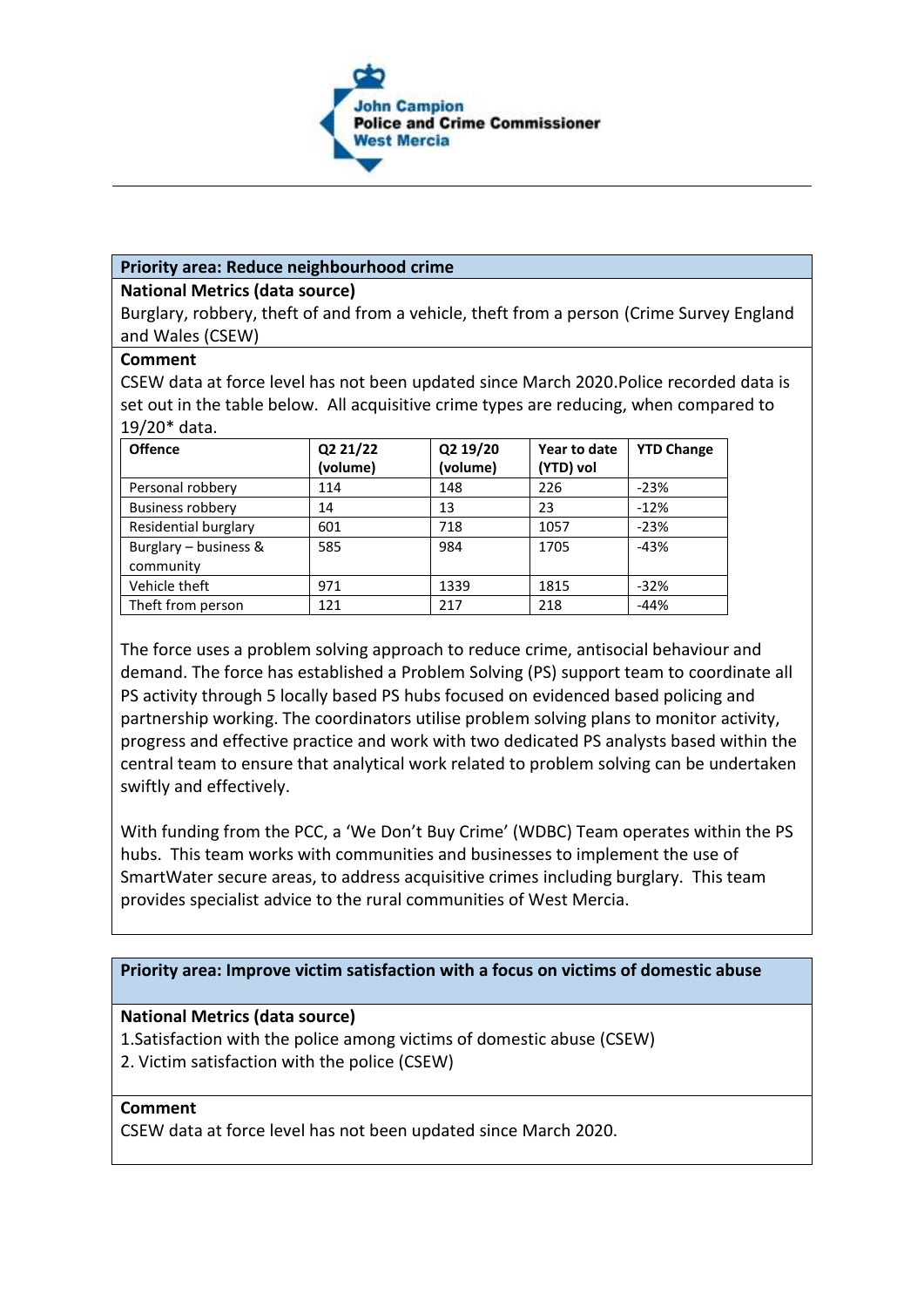John Campion
Police and Crime Commissioner
West Mercia

**Priority area: Reduce neighbourhood crime**

**National Metrics (data source)**

Burglary, robbery, theft of and from a vehicle, theft from a person (Crime Survey England and Wales (CSEW)

**Comment**

CSEW data at force level has not been updated since March 2020.Police recorded data is set out in the table below. All acquisitive crime types are reducing, when compared to 19/20* data.

| Offence | Q2 21/22 (volume) | Q2 19/20 (volume) | Year to date (YTD) vol | YTD Change |
|---|---|---|---|---|
| Personal robbery | 114 | 148 | 226 | -23% |
| Business robbery | 14 | 13 | 23 | -12% |
| Residential burglary | 601 | 718 | 1057 | -23% |
| Burglary – business & community | 585 | 984 | 1705 | -43% |
| Vehicle theft | 971 | 1339 | 1815 | -32% |
| Theft from person | 121 | 217 | 218 | -44% |

The force uses a problem solving approach to reduce crime, antisocial behaviour and demand. The force has established a Problem Solving (PS) support team to coordinate all PS activity through 5 locally based PS hubs focused on evidenced based policing and partnership working. The coordinators utilise problem solving plans to monitor activity, progress and effective practice and work with two dedicated PS analysts based within the central team to ensure that analytical work related to problem solving can be undertaken swiftly and effectively.

With funding from the PCC, a 'We Don't Buy Crime' (WDBC) Team operates within the PS hubs. This team works with communities and businesses to implement the use of SmartWater secure areas, to address acquisitive crimes including burglary. This team provides specialist advice to the rural communities of West Mercia.

**Priority area: Improve victim satisfaction with a focus on victims of domestic abuse**

**National Metrics (data source)**

1.Satisfaction with the police among victims of domestic abuse (CSEW)
2. Victim satisfaction with the police (CSEW)

**Comment**

CSEW data at force level has not been updated since March 2020.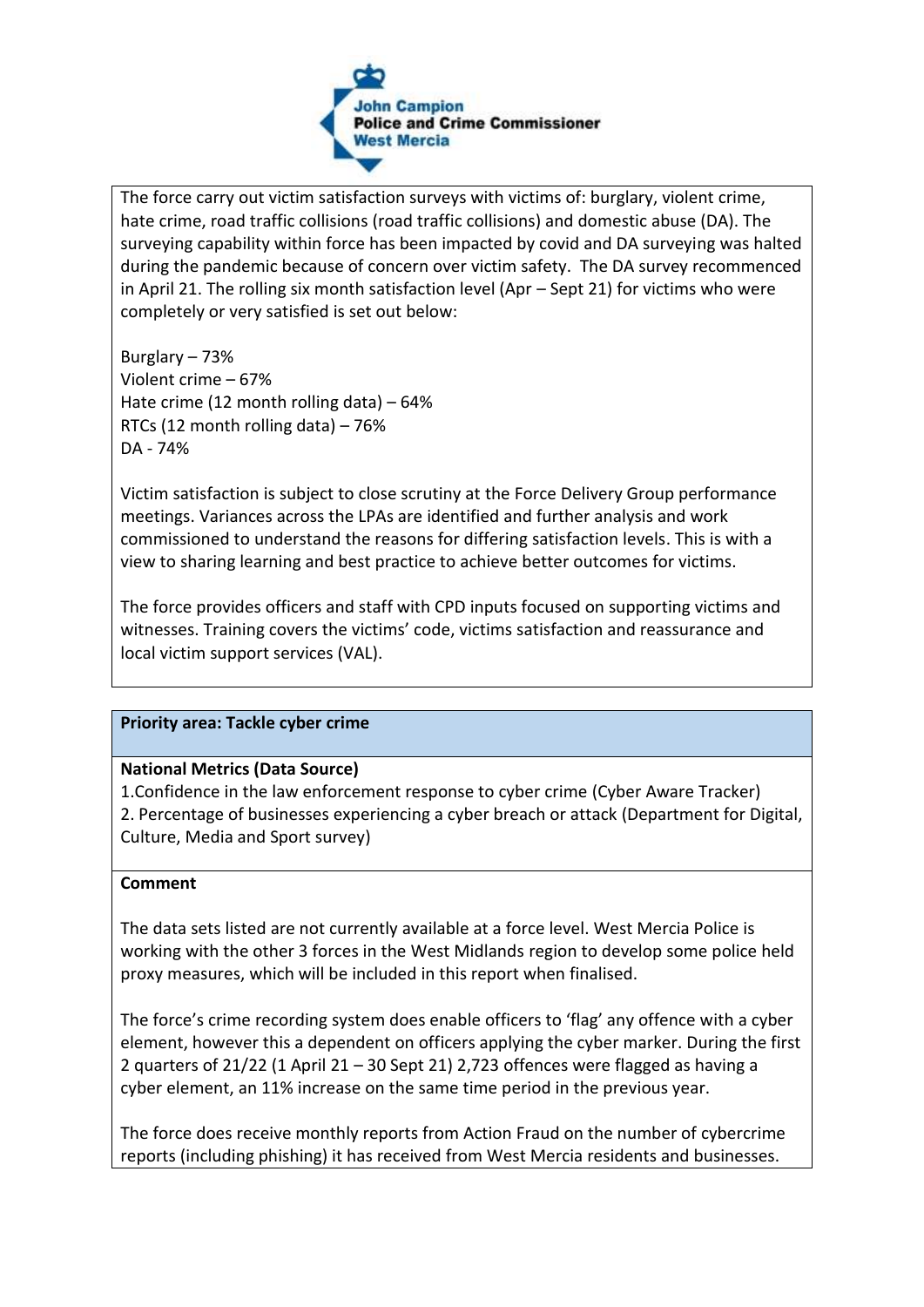The force carry out victim satisfaction surveys with victims of: burglary, violent crime, hate crime, road traffic collisions (road traffic collisions) and domestic abuse (DA). The surveying capability within force has been impacted by covid and DA surveying was halted during the pandemic because of concern over victim safety. The DA survey recommenced in April 21. The rolling six month satisfaction level (Apr – Sept 21) for victims who were completely or very satisfied is set out below:

Burglary – 73%
Violent crime – 67%
Hate crime (12 month rolling data) – 64%
RTCs (12 month rolling data) – 76%
DA - 74%

Victim satisfaction is subject to close scrutiny at the Force Delivery Group performance meetings. Variances across the LPAs are identified and further analysis and work commissioned to understand the reasons for differing satisfaction levels. This is with a view to sharing learning and best practice to achieve better outcomes for victims.

The force provides officers and staff with CPD inputs focused on supporting victims and witnesses. Training covers the victims' code, victims satisfaction and reassurance and local victim support services (VAL).

**Priority area: Tackle cyber crime**

**National Metrics (Data Source)**

1.Confidence in the law enforcement response to cyber crime (Cyber Aware Tracker)
2. Percentage of businesses experiencing a cyber breach or attack (Department for Digital, Culture, Media and Sport survey)

**Comment**

The data sets listed are not currently available at a force level. West Mercia Police is working with the other 3 forces in the West Midlands region to develop some police held proxy measures, which will be included in this report when finalised.

The force's crime recording system does enable officers to 'flag' any offence with a cyber element, however this a dependent on officers applying the cyber marker. During the first 2 quarters of 21/22 (1 April 21 – 30 Sept 21) 2,723 offences were flagged as having a cyber element, an 11% increase on the same time period in the previous year.

The force does receive monthly reports from Action Fraud on the number of cybercrime reports (including phishing) it has received from West Mercia residents and businesses.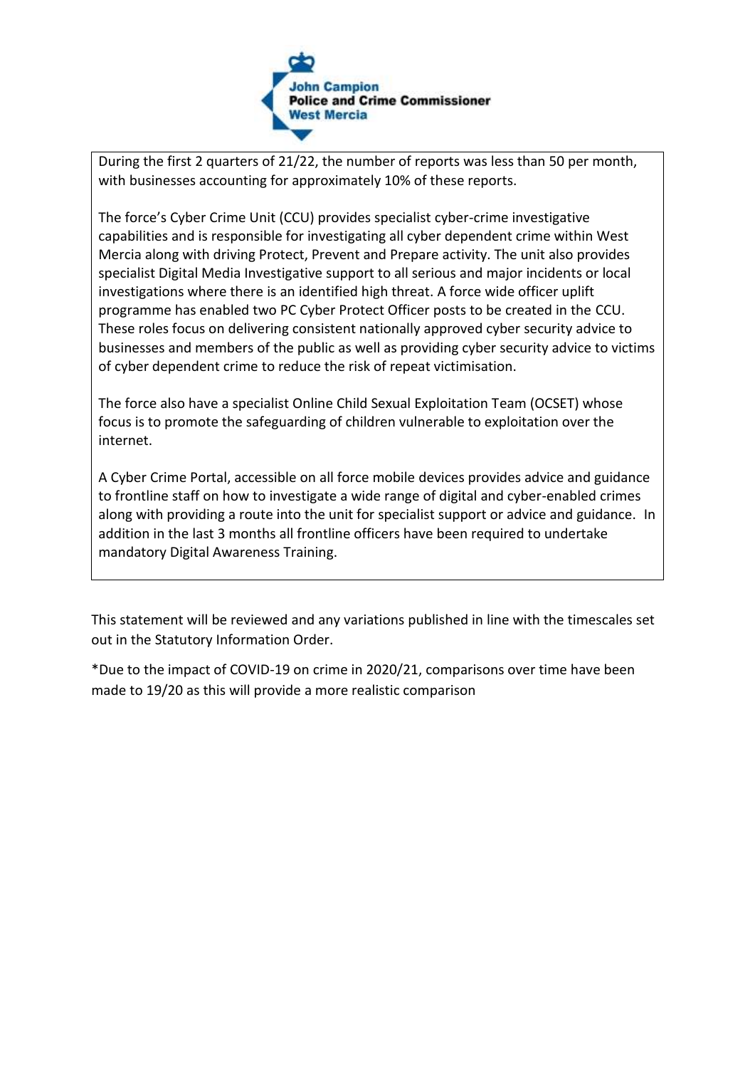During the first 2 quarters of 21/22, the number of reports was less than 50 per month, with businesses accounting for approximately 10% of these reports.

The force's Cyber Crime Unit (CCU) provides specialist cyber-crime investigative capabilities and is responsible for investigating all cyber dependent crime within West Mercia along with driving Protect, Prevent and Prepare activity. The unit also provides specialist Digital Media Investigative support to all serious and major incidents or local investigations where there is an identified high threat. A force wide officer uplift programme has enabled two PC Cyber Protect Officer posts to be created in the CCU. These roles focus on delivering consistent nationally approved cyber security advice to businesses and members of the public as well as providing cyber security advice to victims of cyber dependent crime to reduce the risk of repeat victimisation.

The force also have a specialist Online Child Sexual Exploitation Team (OCSET) whose focus is to promote the safeguarding of children vulnerable to exploitation over the internet.

A Cyber Crime Portal, accessible on all force mobile devices provides advice and guidance to frontline staff on how to investigate a wide range of digital and cyber-enabled crimes along with providing a route into the unit for specialist support or advice and guidance. In addition in the last 3 months all frontline officers have been required to undertake mandatory Digital Awareness Training.

This statement will be reviewed and any variations published in line with the timescales set out in the Statutory Information Order.

*Due to the impact of COVID-19 on crime in 2020/21, comparisons over time have been made to 19/20 as this will provide a more realistic comparison